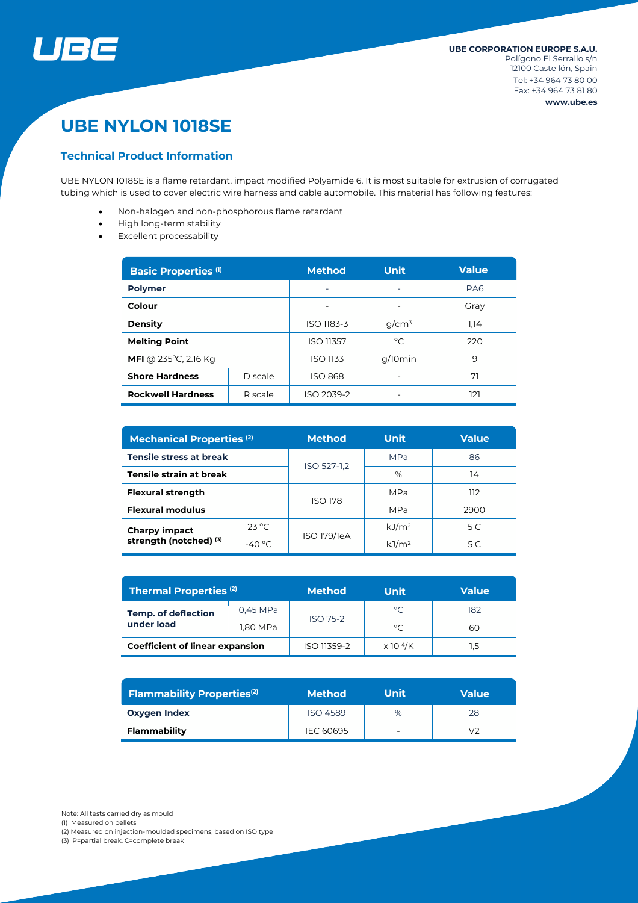UBE CORPORATION EUROPE S.A.U.
Polígono El Serrallo s/n
12100 Castellón, Spain
Tel: +34 964 73 80 00
Fax: +34 964 73 81 80
**www.ube.es**

# UBE NYLON 1018SE

## Technical Product Information

UBE NYLON 1018SE is a flame retardant, impact modified Polyamide 6. It is most suitable for extrusion of corrugated tubing which is used to cover electric wire harness and cable automobile. This material has following features:

- Non-halogen and non-phosphorous flame retardant
- High long-term stability
- Excellent processability

| Basic Properties (1) | | Method | Unit | Value |
|---|---|---|---|---|
| **Polymer** | | - | - | PA6 |
| **Colour** | | - | - | Gray |
| **Density** | | ISO 1183-3 | g/cm³ | 1,14 |
| **Melting Point** | | ISO 11357 | °C | 220 |
| **MFI** @ 235°C, 2.16 Kg | | ISO 1133 | g/10min | 9 |
| **Shore Hardness** | D scale | ISO 868 | - | 71 |
| **Rockwell Hardness** | R scale | ISO 2039-2 | - | 121 |

| Mechanical Properties (2) | | Method | Unit | Value |
|---|---|---|---|---|
| **Tensile stress at break** | | ISO 527-1,2 | MPa | 86 |
| **Tensile strain at break** | | | % | 14 |
| **Flexural strength** | | ISO 178 | MPa | 112 |
| **Flexural modulus** | | | MPa | 2900 |
| **Charpy impact strength (notched) (3)** | 23 °C | ISO 179/1eA | kJ/m² | 5 C |
| | -40 °C | | kJ/m² | 5 C |

| Thermal Properties (2) | | Method | Unit | Value |
|---|---|---|---|---|
| **Temp. of deflection under load** | 0,45 MPa | ISO 75-2 | °C | 182 |
| | 1,80 MPa | | °C | 60 |
| **Coefficient of linear expansion** | | ISO 11359-2 | $x\,10^{-4}$/K | 1,5 |

| Flammability Properties(2) | Method | Unit | Value |
|---|---|---|---|
| **Oxygen Index** | ISO 4589 | % | 28 |
| **Flammability** | IEC 60695 | - | V2 |

Note: All tests carried dry as mould
(1) Measured on pellets
(2) Measured on injection-moulded specimens, based on ISO type
(3) P=partial break, C=complete break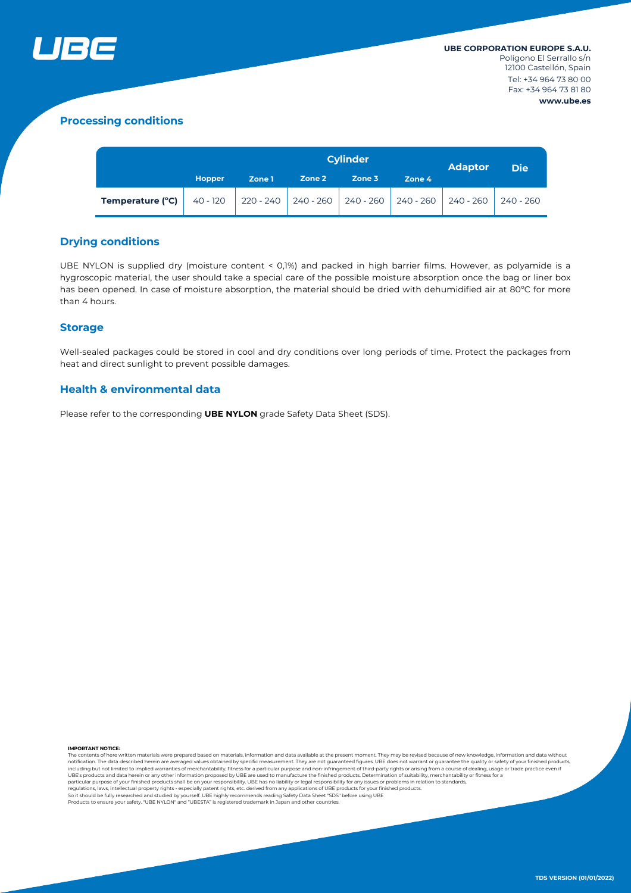**UBE CORPORATION EUROPE S.A.U.**
Polígono El Serrallo s/n
12100 Castellón, Spain
Tel: +34 964 73 80 00
Fax: +34 964 73 81 80
**www.ube.es**

## Processing conditions

| | Hopper | Cylinder | | | | Adaptor | Die |
|---|---|---|---|---|---|---|---|
| | | Zone 1 | Zone 2 | Zone 3 | Zone 4 | | |
| **Temperature (°C)** | 40 - 120 | 220 - 240 | 240 - 260 | 240 - 260 | 240 - 260 | 240 - 260 | 240 - 260 |

## Drying conditions

UBE NYLON is supplied dry (moisture content < 0,1%) and packed in high barrier films. However, as polyamide is a hygroscopic material, the user should take a special care of the possible moisture absorption once the bag or liner box has been opened. In case of moisture absorption, the material should be dried with dehumidified air at 80°C for more than 4 hours.

## Storage

Well-sealed packages could be stored in cool and dry conditions over long periods of time. Protect the packages from heat and direct sunlight to prevent possible damages.

## Health & environmental data

Please refer to the corresponding **UBE NYLON** grade Safety Data Sheet (SDS).

**IMPORTANT NOTICE:**
The contents of here written materials were prepared based on materials, information and data available at the present moment. They may be revised because of new knowledge, information and data without notification. The data described herein are averaged values obtained by specific measurement. They are not guaranteed figures. UBE does not warrant or guarantee the quality or safety of your finished products, including but not limited to implied warranties of merchantability, fitness for a particular purpose and non-infringement of third-party rights or arising from a course of dealing, usage or trade practice even if UBE's products and data herein or any other information proposed by UBE are used to manufacture the finished products. Determination of suitability, merchantability or fitness for a particular purpose of your finished products shall be on your responsibility. UBE has no liability or legal responsibility for any issues or problems in relation to standards, regulations, laws, intellectual property rights - especially patent rights, etc. derived from any applications of UBE products for your finished products.
So it should be fully researched and studied by yourself. UBE highly recommends reading Safety Data Sheet "SDS" before using UBE Products to ensure your safety. "UBE NYLON" and "UBESTA" is registered trademark in Japan and other countries.

TDS VERSION (01/01/2022)